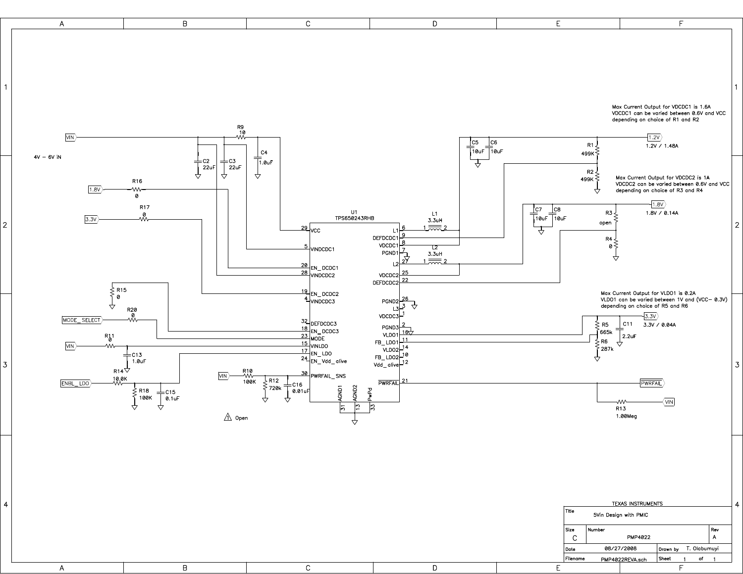4V – 6V iN

Max Current Output for VDCDC1 is 1.6A
VDCDC1 can be varied between 0.6V and VCC
depending on choice of R1 and R2

1.2V / 1.48A

Max Current Output for VDCDC2 is 1A
VDCDC2 can be varied between 0.6V and VCC
depending on choice of R3 and R4

1.8V / 0.14A

Max Current Output for VLDO1 is 0.2A
VLDO1 can be varied between 1V and (VCC– 0.3V)
depending on choice of R5 and R6

3.3V / 0.04A

U1 TPS650243RHB

Open

| TEXAS INSTRUMENTS | | | |
|---|---|---|---|
| Title | 5Vin Design with PMIC | | |
| Size C | Number PMP4022 | | Rev A |
| Date 08/27/2008 | | Drawn by | T. Olabumuyi |
| Filename PMP4022REVA.sch | | Sheet 1 of 1 | |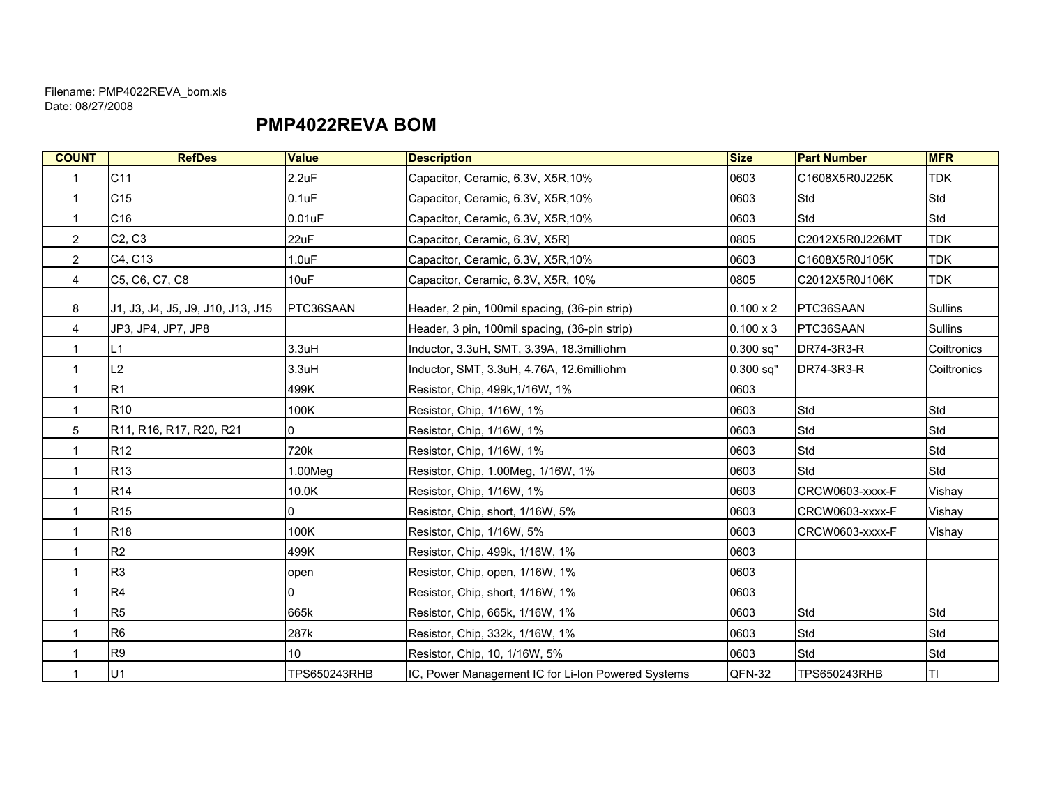Filename: PMP4022REVA_bom.xls
Date: 08/27/2008

# PMP4022REVA BOM

| COUNT | RefDes | Value | Description | Size | Part Number | MFR |
|---|---|---|---|---|---|---|
| 1 | C11 | 2.2uF | Capacitor, Ceramic, 6.3V, X5R,10% | 0603 | C1608X5R0J225K | TDK |
| 1 | C15 | 0.1uF | Capacitor, Ceramic, 6.3V, X5R,10% | 0603 | Std | Std |
| 1 | C16 | 0.01uF | Capacitor, Ceramic, 6.3V, X5R,10% | 0603 | Std | Std |
| 2 | C2, C3 | 22uF | Capacitor, Ceramic, 6.3V, X5R] | 0805 | C2012X5R0J226MT | TDK |
| 2 | C4, C13 | 1.0uF | Capacitor, Ceramic, 6.3V, X5R,10% | 0603 | C1608X5R0J105K | TDK |
| 4 | C5, C6, C7, C8 | 10uF | Capacitor, Ceramic, 6.3V, X5R, 10% | 0805 | C2012X5R0J106K | TDK |
| 8 | J1, J3, J4, J5, J9, J10, J13, J15 | PTC36SAAN | Header, 2 pin, 100mil spacing, (36-pin strip) | 0.100 x 2 | PTC36SAAN | Sullins |
| 4 | JP3, JP4, JP7, JP8 | | Header, 3 pin, 100mil spacing, (36-pin strip) | 0.100 x 3 | PTC36SAAN | Sullins |
| 1 | L1 | 3.3uH | Inductor, 3.3uH, SMT, 3.39A, 18.3milliohm | 0.300 sq" | DR74-3R3-R | Coiltronics |
| 1 | L2 | 3.3uH | Inductor, SMT, 3.3uH, 4.76A, 12.6milliohm | 0.300 sq" | DR74-3R3-R | Coiltronics |
| 1 | R1 | 499K | Resistor, Chip, 499k,1/16W, 1% | 0603 | | |
| 1 | R10 | 100K | Resistor, Chip, 1/16W, 1% | 0603 | Std | Std |
| 5 | R11, R16, R17, R20, R21 | 0 | Resistor, Chip, 1/16W, 1% | 0603 | Std | Std |
| 1 | R12 | 720k | Resistor, Chip, 1/16W, 1% | 0603 | Std | Std |
| 1 | R13 | 1.00Meg | Resistor, Chip, 1.00Meg, 1/16W, 1% | 0603 | Std | Std |
| 1 | R14 | 10.0K | Resistor, Chip, 1/16W, 1% | 0603 | CRCW0603-xxxx-F | Vishay |
| 1 | R15 | 0 | Resistor, Chip, short, 1/16W, 5% | 0603 | CRCW0603-xxxx-F | Vishay |
| 1 | R18 | 100K | Resistor, Chip, 1/16W, 5% | 0603 | CRCW0603-xxxx-F | Vishay |
| 1 | R2 | 499K | Resistor, Chip, 499k, 1/16W, 1% | 0603 | | |
| 1 | R3 | open | Resistor, Chip, open, 1/16W, 1% | 0603 | | |
| 1 | R4 | 0 | Resistor, Chip, short, 1/16W, 1% | 0603 | | |
| 1 | R5 | 665k | Resistor, Chip, 665k, 1/16W, 1% | 0603 | Std | Std |
| 1 | R6 | 287k | Resistor, Chip, 332k, 1/16W, 1% | 0603 | Std | Std |
| 1 | R9 | 10 | Resistor, Chip, 10, 1/16W, 5% | 0603 | Std | Std |
| 1 | U1 | TPS650243RHB | IC, Power Management IC for Li-Ion Powered Systems | QFN-32 | TPS650243RHB | TI |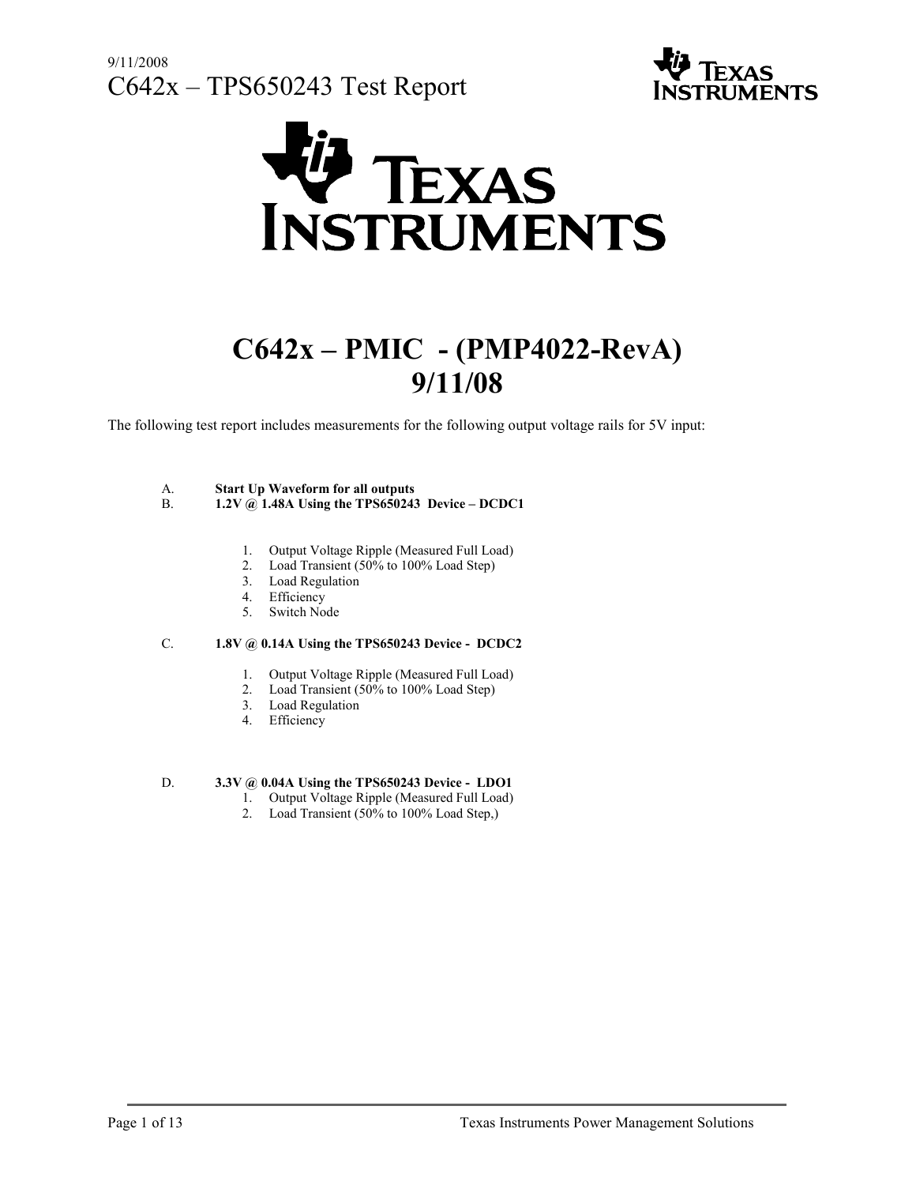# C642x – PMIC - (PMP4022-RevA)
# 9/11/08

The following test report includes measurements for the following output voltage rails for 5V input:

A. **Start Up Waveform for all outputs**

B. **1.2V @ 1.48A Using the TPS650243 Device – DCDC1**

1. Output Voltage Ripple (Measured Full Load)
2. Load Transient (50% to 100% Load Step)
3. Load Regulation
4. Efficiency
5. Switch Node

C. **1.8V @ 0.14A Using the TPS650243 Device - DCDC2**

1. Output Voltage Ripple (Measured Full Load)
2. Load Transient (50% to 100% Load Step)
3. Load Regulation
4. Efficiency

D. **3.3V @ 0.04A Using the TPS650243 Device - LDO1**

1. Output Voltage Ripple (Measured Full Load)
2. Load Transient (50% to 100% Load Step,)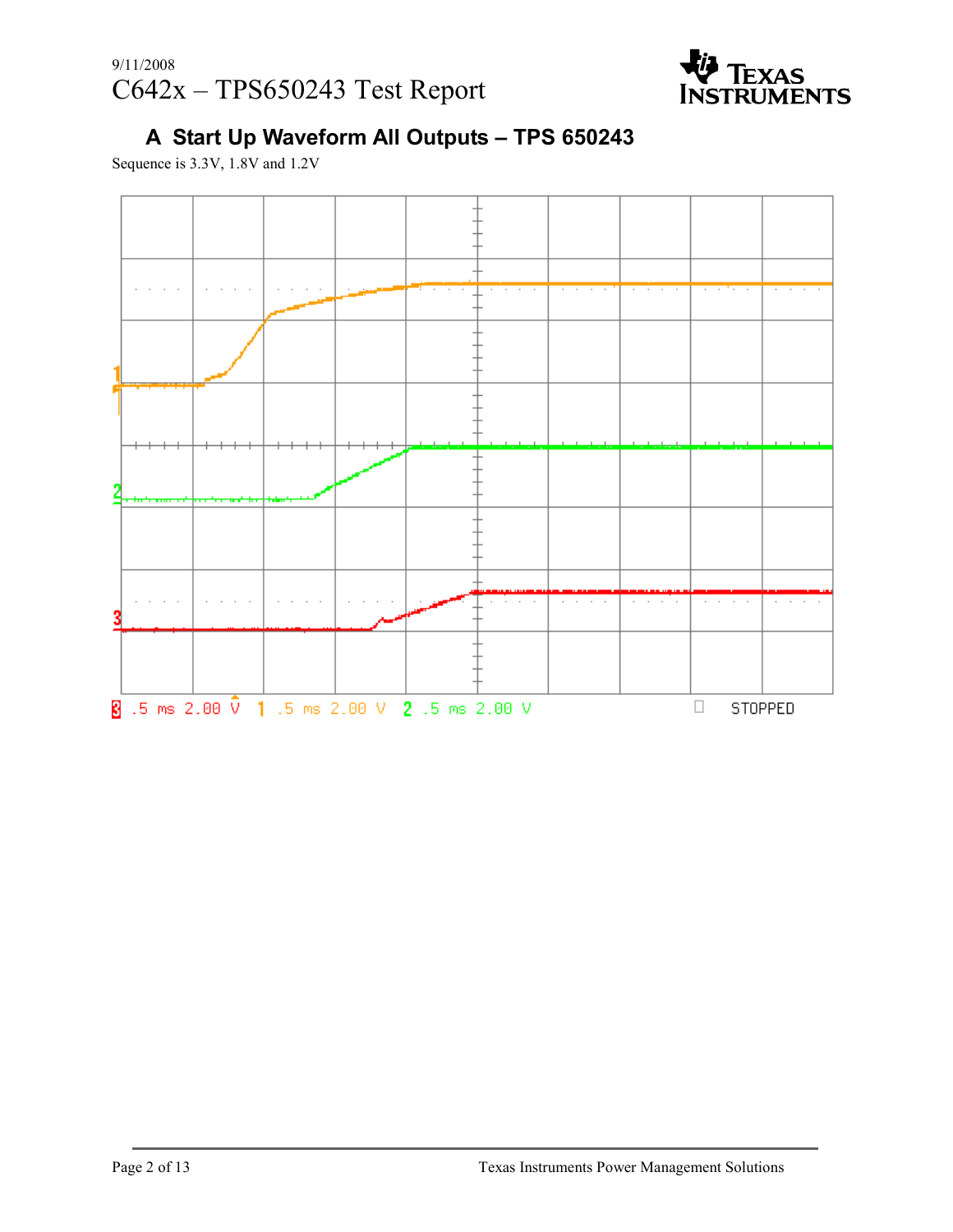## A Start Up Waveform All Outputs – TPS 650243

Sequence is 3.3V, 1.8V and 1.2V

3 .5 ms 2.00 V 1 .5 ms 2.00 V 2 .5 ms 2.00 V STOPPED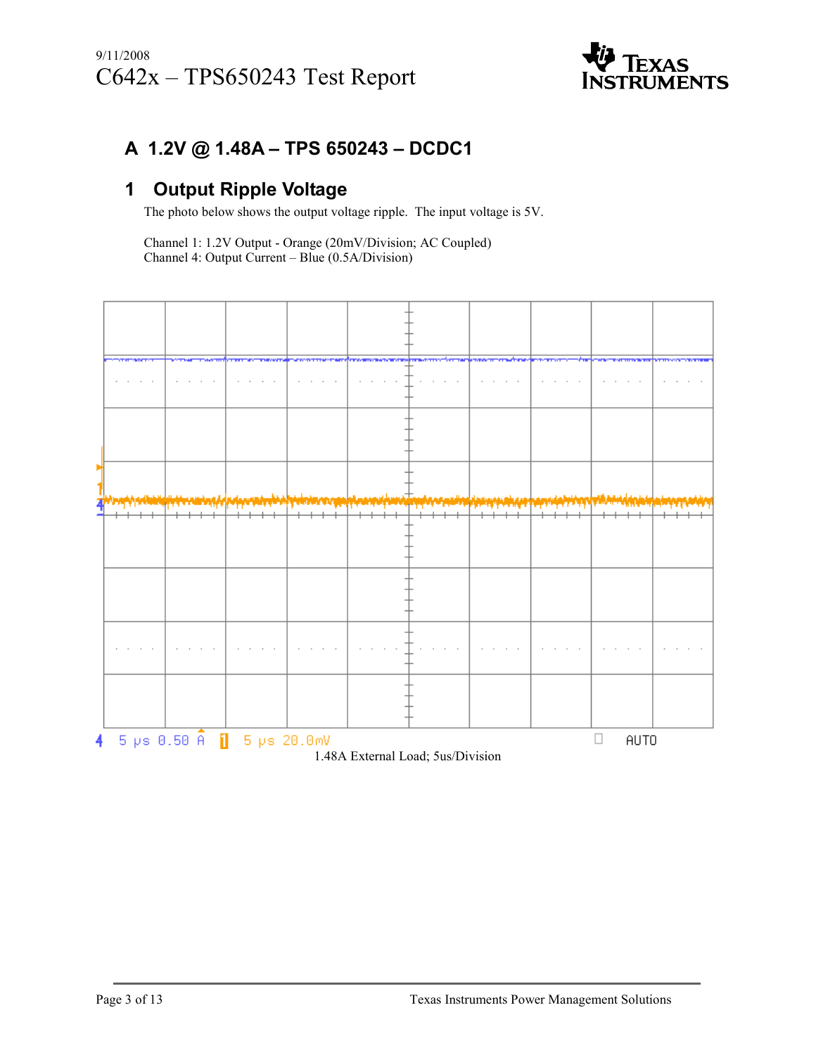## A 1.2V @ 1.48A – TPS 650243 – DCDC1

### 1 Output Ripple Voltage

The photo below shows the output voltage ripple. The input voltage is 5V.

Channel 1: 1.2V Output - Orange (20mV/Division; AC Coupled)
Channel 4: Output Current – Blue (0.5A/Division)

1.48A External Load; 5us/Division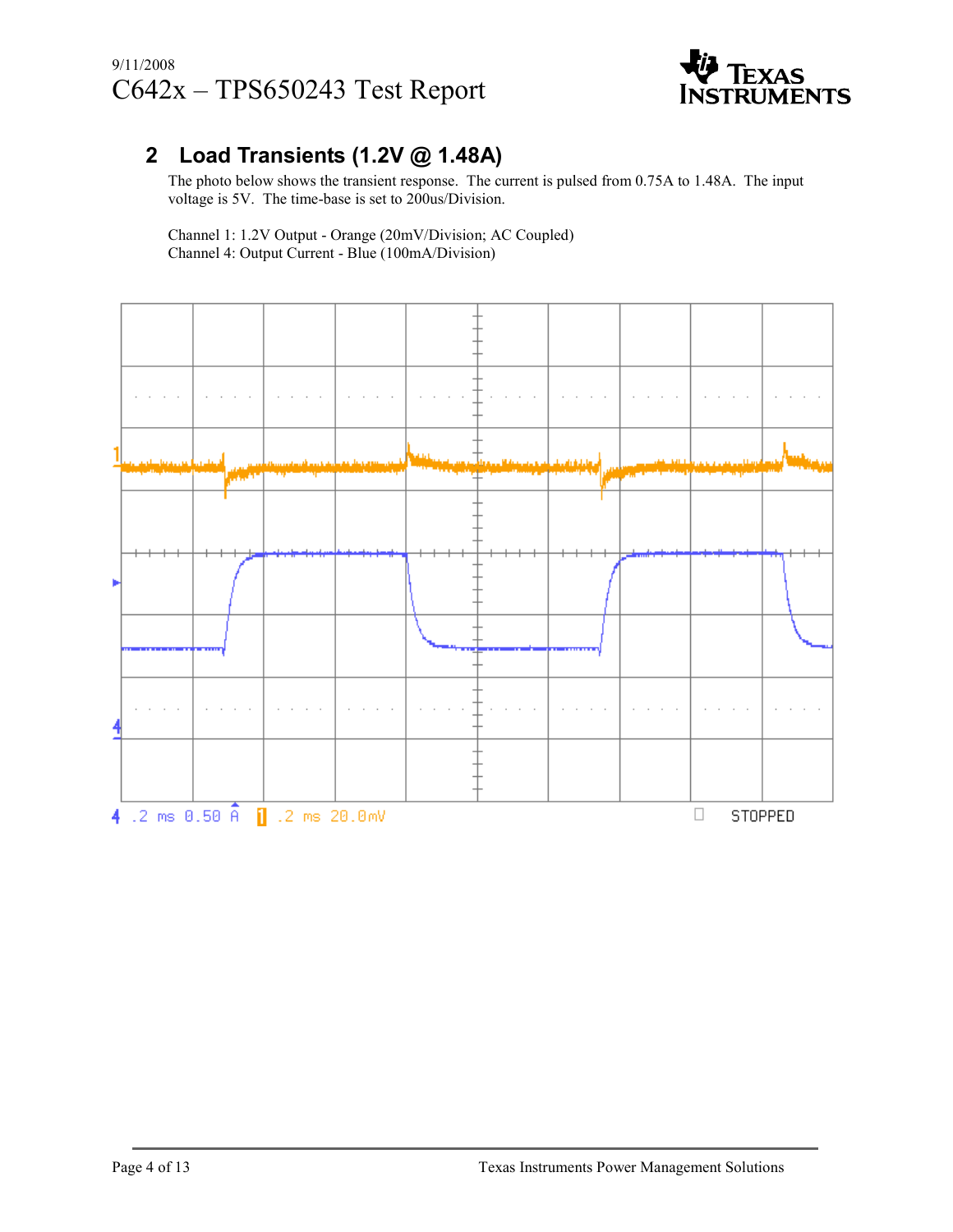## 2 Load Transients (1.2V @ 1.48A)

The photo below shows the transient response. The current is pulsed from 0.75A to 1.48A. The input voltage is 5V. The time-base is set to 200us/Division.

Channel 1: 1.2V Output - Orange (20mV/Division; AC Coupled)
Channel 4: Output Current - Blue (100mA/Division)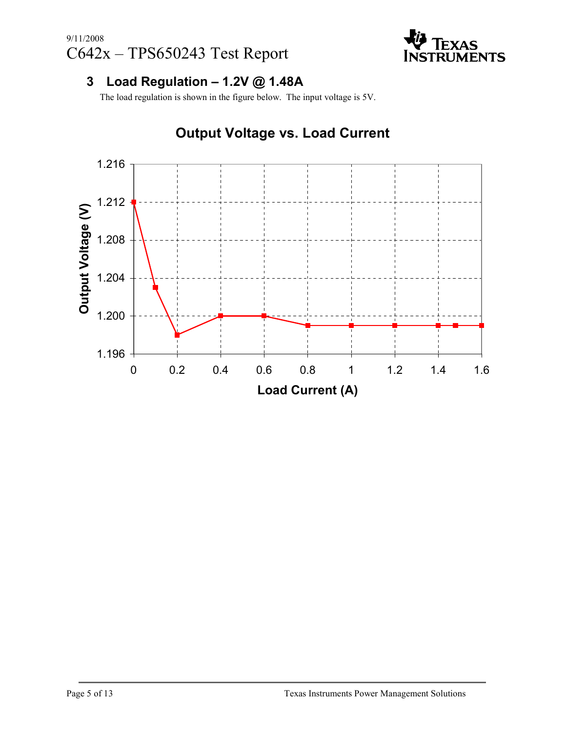## 3 Load Regulation – 1.2V @ 1.48A

The load regulation is shown in the figure below. The input voltage is 5V.

**Output Voltage vs. Load Current**

Output Voltage (V)

1.216
1.212
1.208
1.204
1.200
1.196

0 0.2 0.4 0.6 0.8 1 1.2 1.4 1.6

Load Current (A)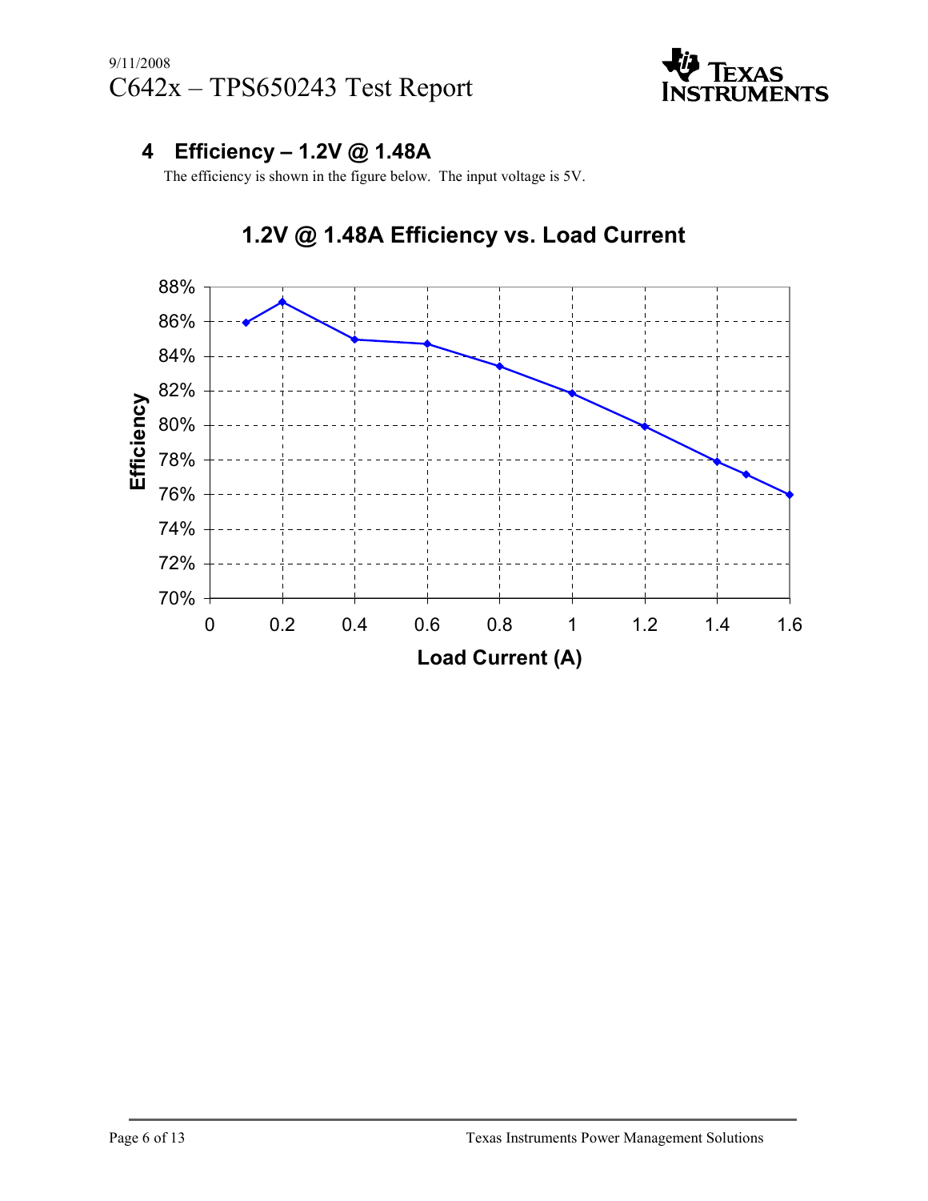## 4 Efficiency – 1.2V @ 1.48A

The efficiency is shown in the figure below. The input voltage is 5V.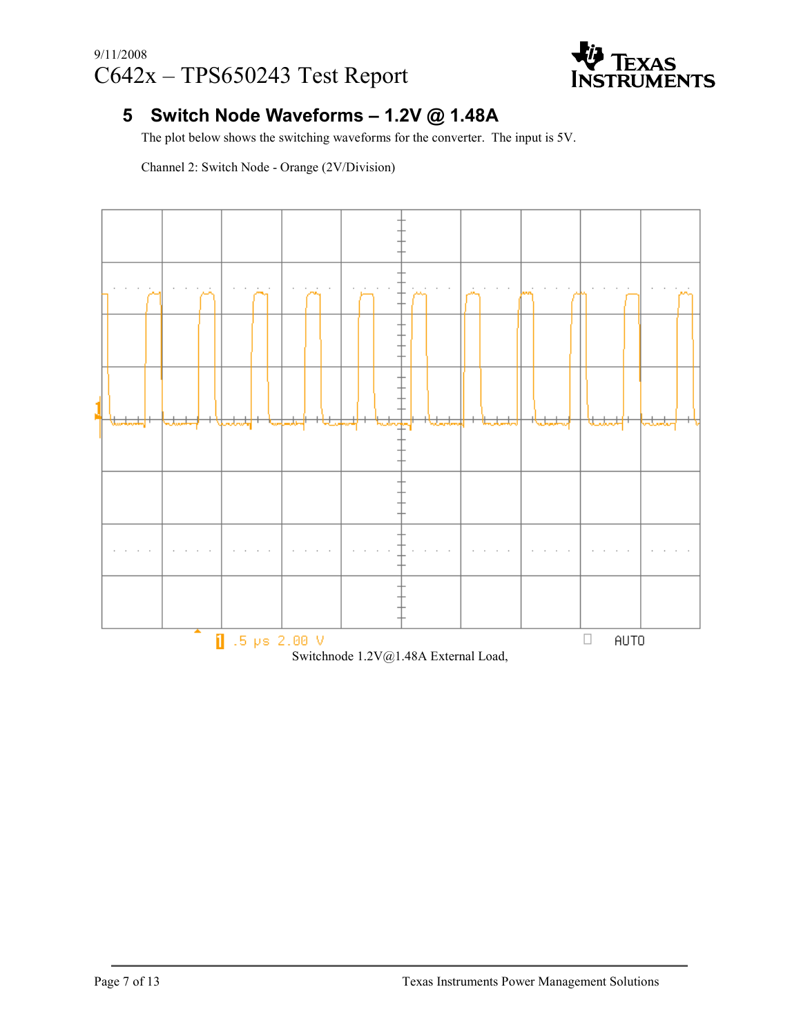## 5 Switch Node Waveforms – 1.2V @ 1.48A

The plot below shows the switching waveforms for the converter. The input is 5V.

Channel 2: Switch Node - Orange (2V/Division)

Switchnode 1.2V@1.48A External Load,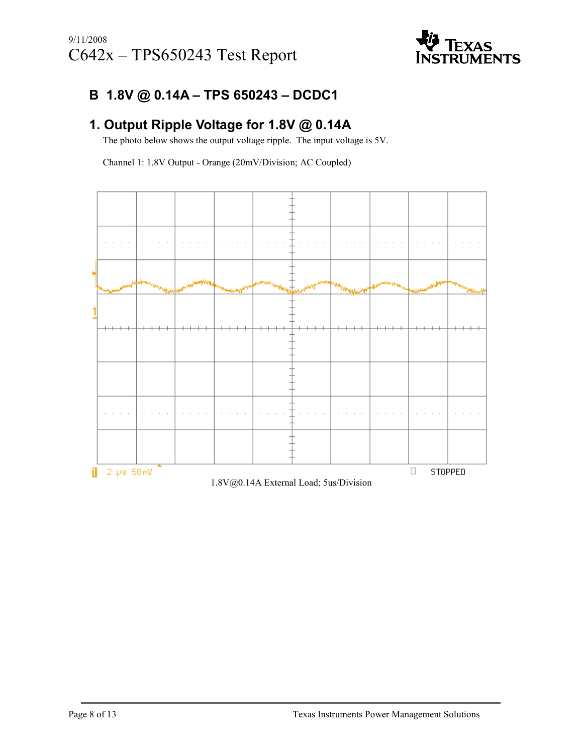## B 1.8V @ 0.14A – TPS 650243 – DCDC1

### 1. Output Ripple Voltage for 1.8V @ 0.14A

The photo below shows the output voltage ripple. The input voltage is 5V.

Channel 1: 1.8V Output - Orange (20mV/Division; AC Coupled)

1.8V@0.14A External Load; 5us/Division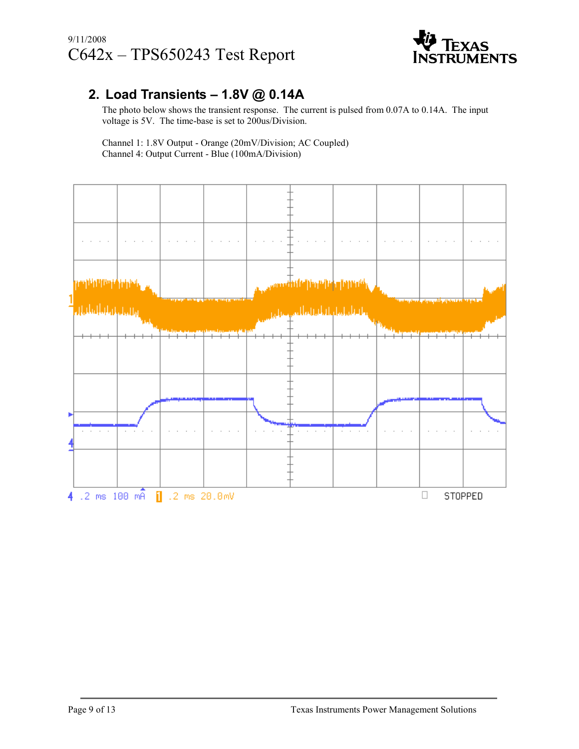## 2. Load Transients – 1.8V @ 0.14A

The photo below shows the transient response. The current is pulsed from 0.07A to 0.14A. The input voltage is 5V. The time-base is set to 200us/Division.

Channel 1: 1.8V Output - Orange (20mV/Division; AC Coupled)
Channel 4: Output Current - Blue (100mA/Division)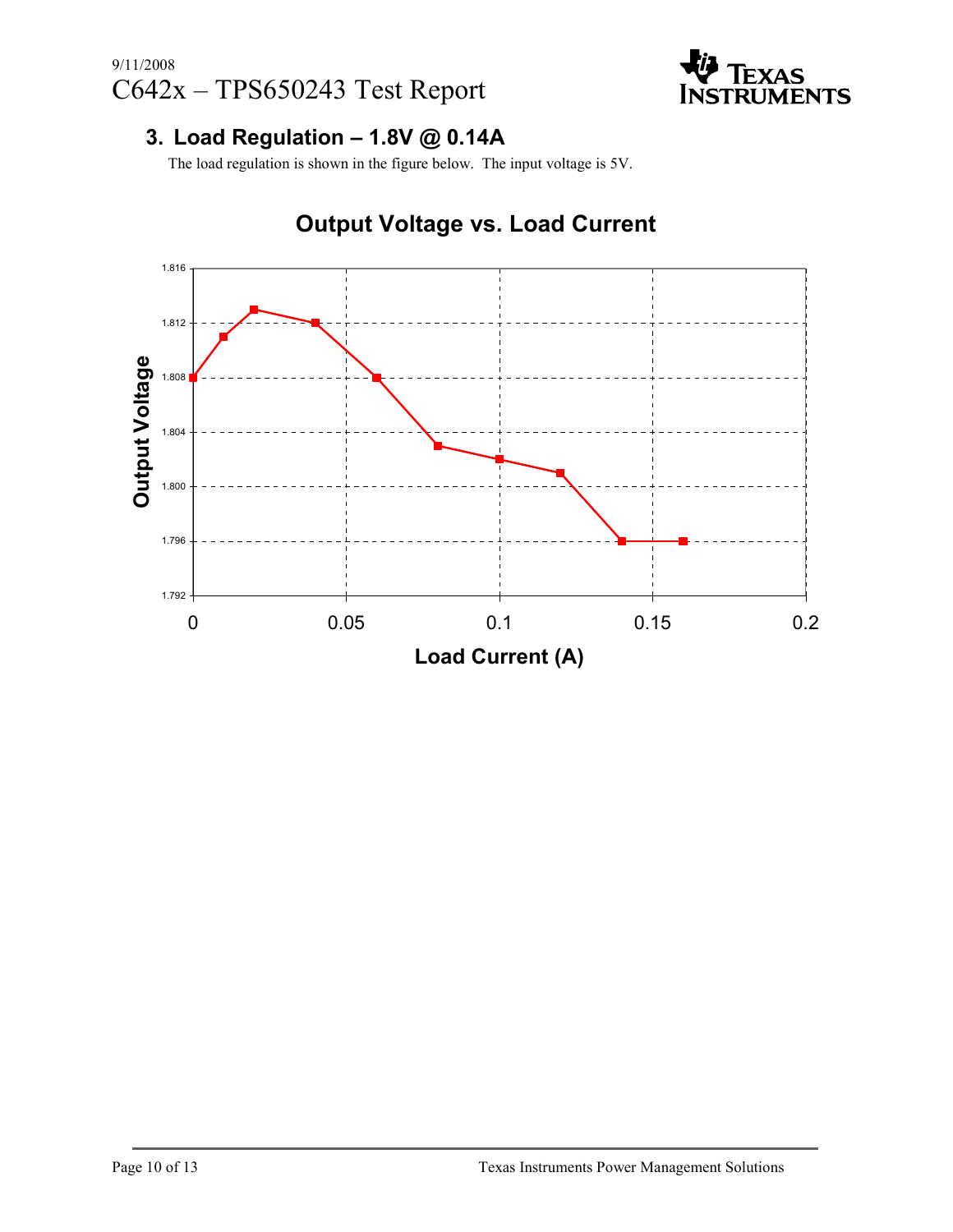## 3. Load Regulation – 1.8V @ 0.14A

The load regulation is shown in the figure below. The input voltage is 5V.

**Output Voltage vs. Load Current**

| Load Current (A) | Output Voltage |
|---|---|
| 0 | 1.808 |
| 0.01 | 1.811 |
| 0.02 | 1.813 |
| 0.04 | 1.812 |
| 0.06 | 1.808 |
| 0.08 | 1.803 |
| 0.1 | 1.802 |
| 0.12 | 1.801 |
| 0.14 | 1.796 |
| 0.16 | 1.796 |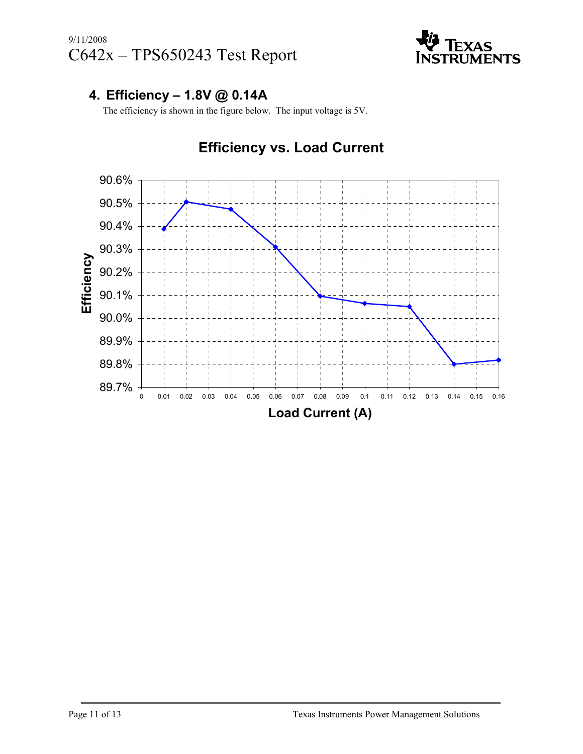## 4. Efficiency – 1.8V @ 0.14A

The efficiency is shown in the figure below. The input voltage is 5V.

**Efficiency vs. Load Current**

Efficiency

90.6%
90.5%
90.4%
90.3%
90.2%
90.1%
90.0%
89.9%
89.8%
89.7%

0 0.01 0.02 0.03 0.04 0.05 0.06 0.07 0.08 0.09 0.1 0.11 0.12 0.13 0.14 0.15 0.16

Load Current (A)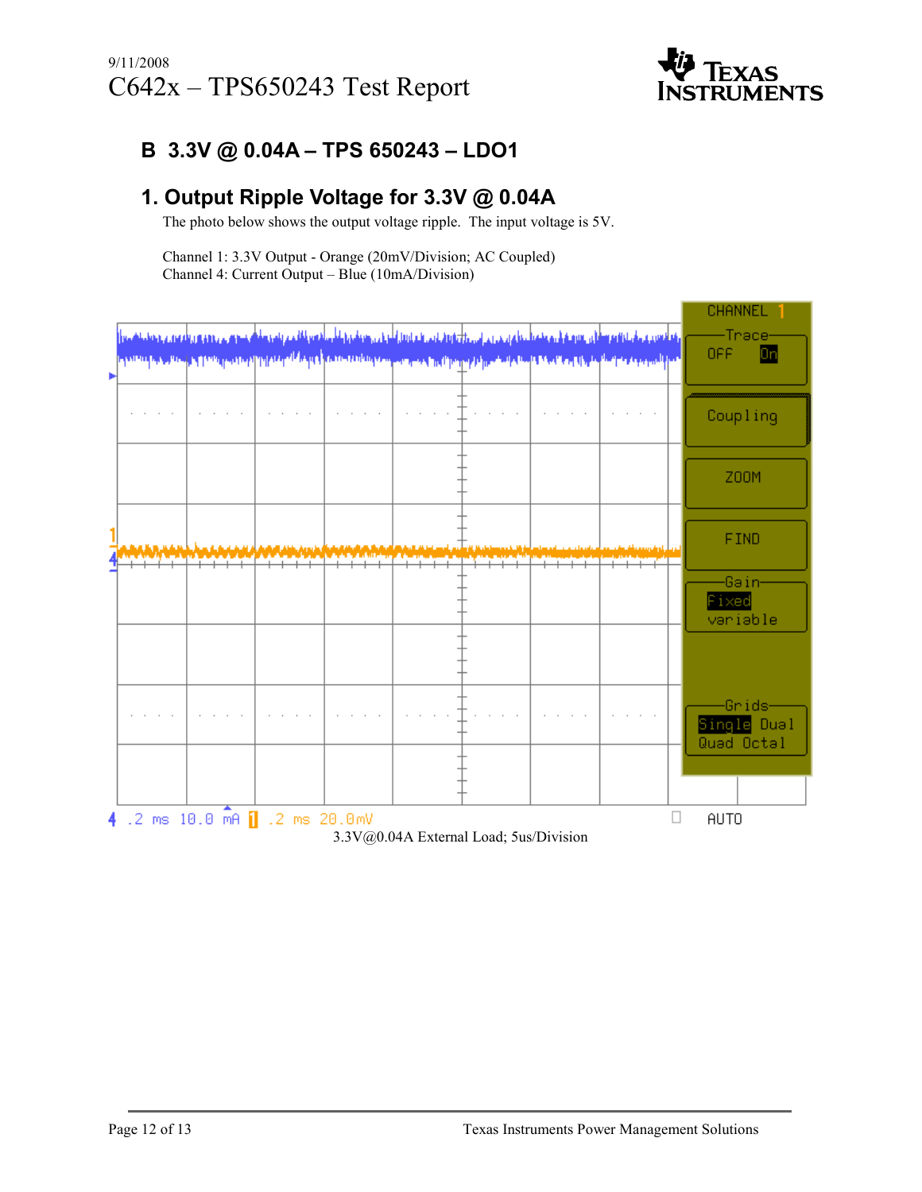## B 3.3V @ 0.04A – TPS 650243 – LDO1

### 1. Output Ripple Voltage for 3.3V @ 0.04A

The photo below shows the output voltage ripple. The input voltage is 5V.

Channel 1: 3.3V Output - Orange (20mV/Division; AC Coupled)
Channel 4: Current Output – Blue (10mA/Division)

3.3V@0.04A External Load; 5us/Division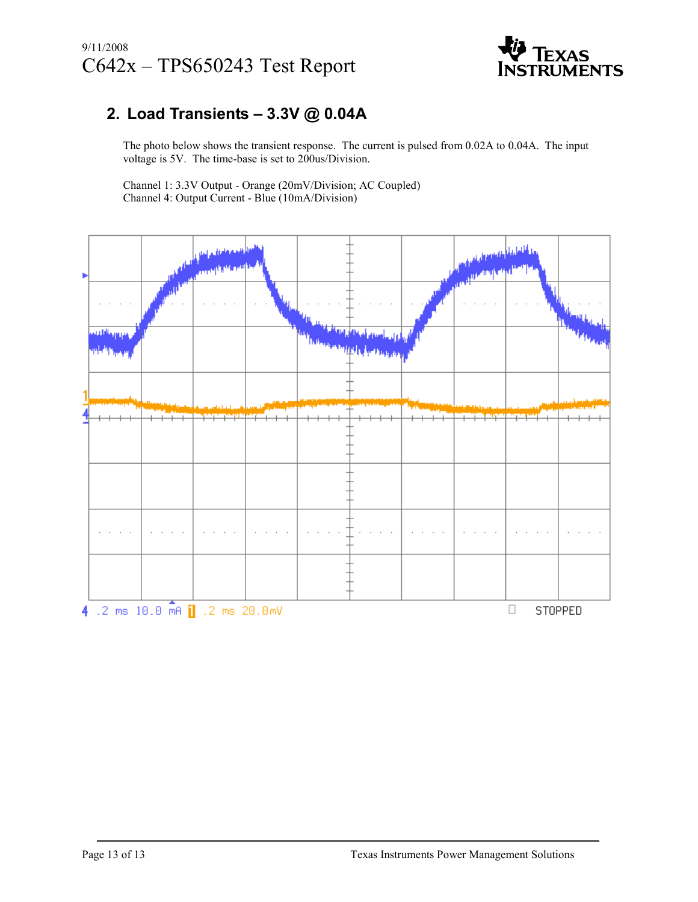## 2. Load Transients – 3.3V @ 0.04A

The photo below shows the transient response. The current is pulsed from 0.02A to 0.04A. The input voltage is 5V. The time-base is set to 200us/Division.

Channel 1: 3.3V Output - Orange (20mV/Division; AC Coupled)
Channel 4: Output Current - Blue (10mA/Division)

4 .2 ms 10.0 mA 1 .2 ms 20.0mV

STOPPED